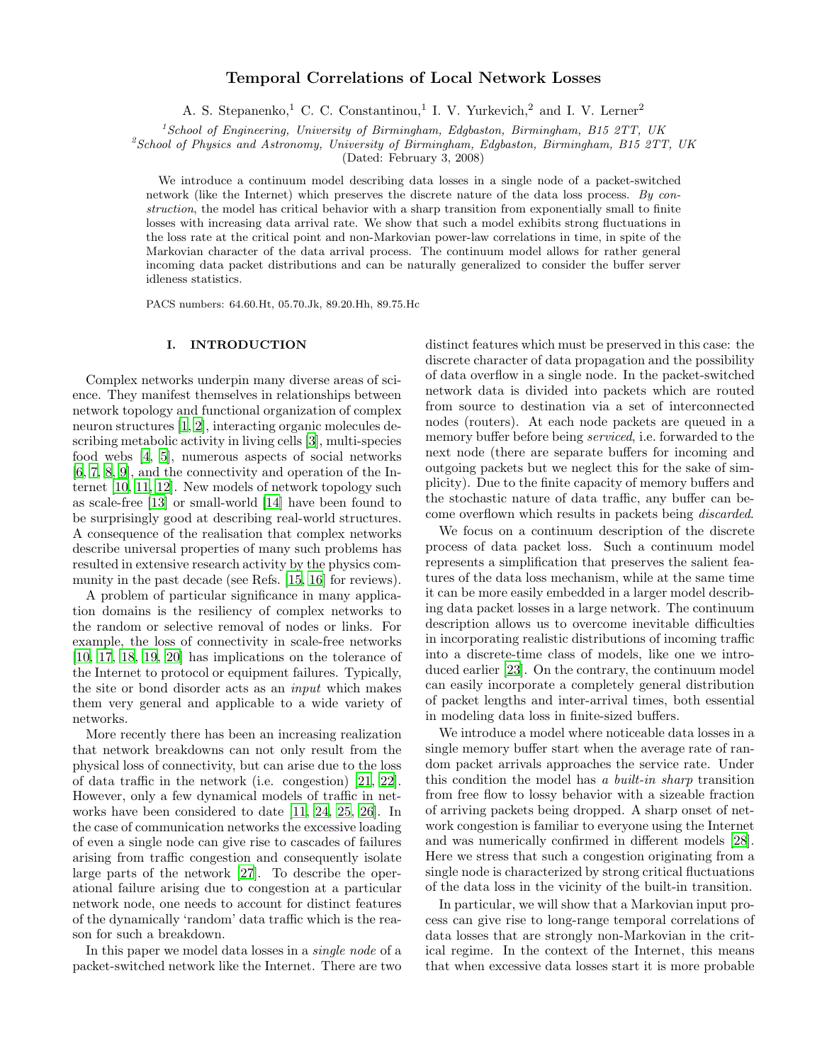# Temporal Correlations of Local Network Losses

A. S. Stepanenko,[1] C. C. Constantinou,[1] I. V. Yurkevich,[2] and I. V. Lerner[2]

[1] *School of Engineering, University of Birmingham, Edgbaston, Birmingham, B15 2TT, UK*
[2] *School of Physics and Astronomy, University of Birmingham, Edgbaston, Birmingham, B15 2TT, UK*

(Dated: February 3, 2008)

We introduce a continuum model describing data losses in a single node of a packet-switched network (like the Internet) which preserves the discrete nature of the data loss process. *By construction*, the model has critical behavior with a sharp transition from exponentially small to finite losses with increasing data arrival rate. We show that such a model exhibits strong fluctuations in the loss rate at the critical point and non-Markovian power-law correlations in time, in spite of the Markovian character of the data arrival process. The continuum model allows for rather general incoming data packet distributions and can be naturally generalized to consider the buffer server idleness statistics.

PACS numbers: 64.60.Ht, 05.70.Jk, 89.20.Hh, 89.75.Hc

## I. INTRODUCTION

Complex networks underpin many diverse areas of science. They manifest themselves in relationships between network topology and functional organization of complex neuron structures [1, 2], interacting organic molecules describing metabolic activity in living cells [3], multi-species food webs [4, 5], numerous aspects of social networks [6, 7, 8, 9], and the connectivity and operation of the Internet [10, 11, 12]. New models of network topology such as scale-free [13] or small-world [14] have been found to be surprisingly good at describing real-world structures. A consequence of the realisation that complex networks describe universal properties of many such problems has resulted in extensive research activity by the physics community in the past decade (see Refs. [15, 16] for reviews).

A problem of particular significance in many application domains is the resiliency of complex networks to the random or selective removal of nodes or links. For example, the loss of connectivity in scale-free networks [10, 17, 18, 19, 20] has implications on the tolerance of the Internet to protocol or equipment failures. Typically, the site or bond disorder acts as an *input* which makes them very general and applicable to a wide variety of networks.

More recently there has been an increasing realization that network breakdowns can not only result from the physical loss of connectivity, but can arise due to the loss of data traffic in the network (i.e. congestion) [21, 22]. However, only a few dynamical models of traffic in networks have been considered to date [11, 24, 25, 26]. In the case of communication networks the excessive loading of even a single node can give rise to cascades of failures arising from traffic congestion and consequently isolate large parts of the network [27]. To describe the operational failure arising due to congestion at a particular network node, one needs to account for distinct features of the dynamically 'random' data traffic which is the reason for such a breakdown.

In this paper we model data losses in a *single node* of a packet-switched network like the Internet. There are two distinct features which must be preserved in this case: the discrete character of data propagation and the possibility of data overflow in a single node. In the packet-switched network data is divided into packets which are routed from source to destination via a set of interconnected nodes (routers). At each node packets are queued in a memory buffer before being *serviced*, i.e. forwarded to the next node (there are separate buffers for incoming and outgoing packets but we neglect this for the sake of simplicity). Due to the finite capacity of memory buffers and the stochastic nature of data traffic, any buffer can become overflown which results in packets being *discarded*.

We focus on a continuum description of the discrete process of data packet loss. Such a continuum model represents a simplification that preserves the salient features of the data loss mechanism, while at the same time it can be more easily embedded in a larger model describing data packet losses in a large network. The continuum description allows us to overcome inevitable difficulties in incorporating realistic distributions of incoming traffic into a discrete-time class of models, like one we introduced earlier [23]. On the contrary, the continuum model can easily incorporate a completely general distribution of packet lengths and inter-arrival times, both essential in modeling data loss in finite-sized buffers.

We introduce a model where noticeable data losses in a single memory buffer start when the average rate of random packet arrivals approaches the service rate. Under this condition the model has *a built-in sharp* transition from free flow to lossy behavior with a sizeable fraction of arriving packets being dropped. A sharp onset of network congestion is familiar to everyone using the Internet and was numerically confirmed in different models [28]. Here we stress that such a congestion originating from a single node is characterized by strong critical fluctuations of the data loss in the vicinity of the built-in transition.

In particular, we will show that a Markovian input process can give rise to long-range temporal correlations of data losses that are strongly non-Markovian in the critical regime. In the context of the Internet, this means that when excessive data losses start it is more probable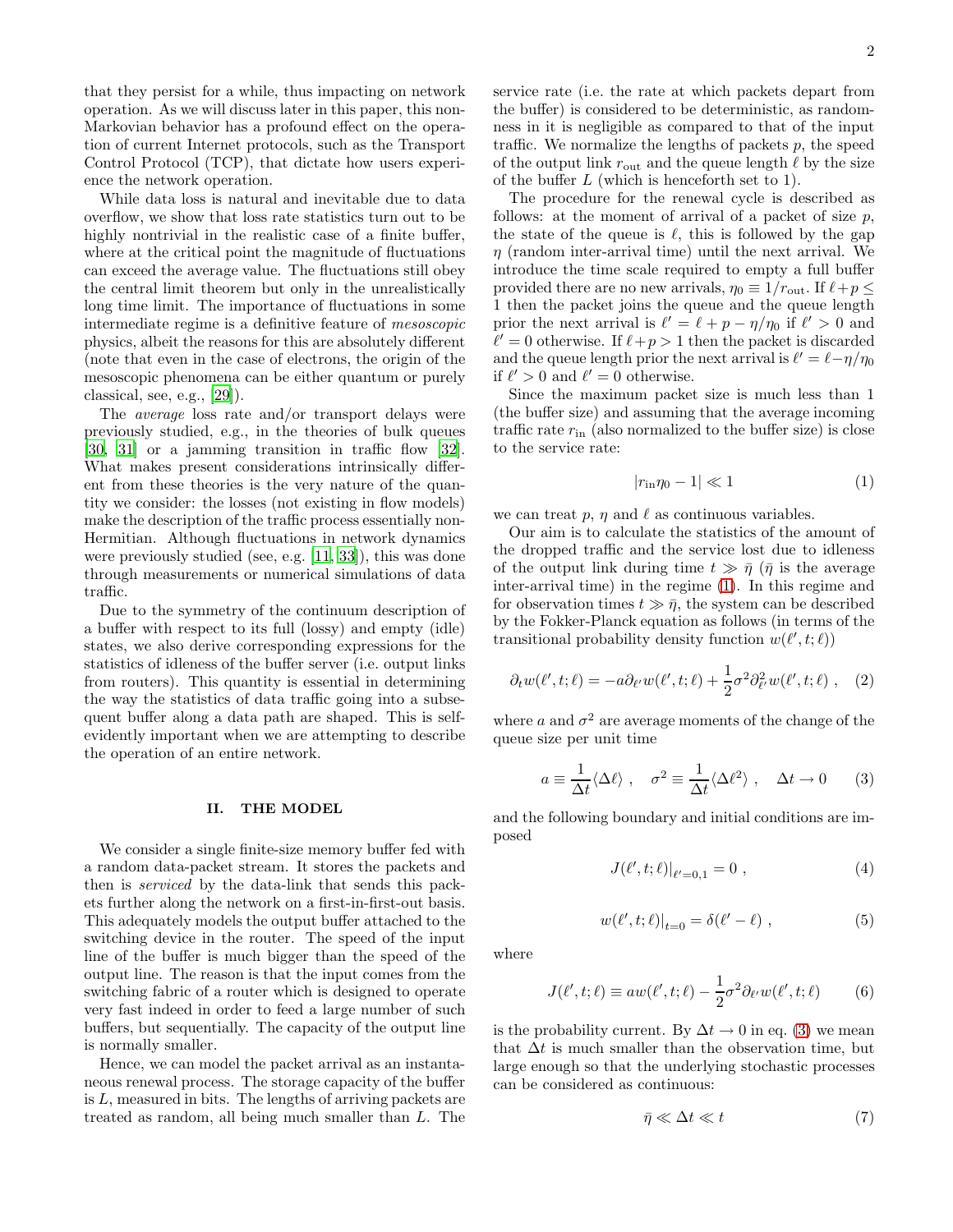that they persist for a while, thus impacting on network operation. As we will discuss later in this paper, this non-Markovian behavior has a profound effect on the operation of current Internet protocols, such as the Transport Control Protocol (TCP), that dictate how users experience the network operation.

While data loss is natural and inevitable due to data overflow, we show that loss rate statistics turn out to be highly nontrivial in the realistic case of a finite buffer, where at the critical point the magnitude of fluctuations can exceed the average value. The fluctuations still obey the central limit theorem but only in the unrealistically long time limit. The importance of fluctuations in some intermediate regime is a definitive feature of *mesoscopic* physics, albeit the reasons for this are absolutely different (note that even in the case of electrons, the origin of the mesoscopic phenomena can be either quantum or purely classical, see, e.g., [29]).

The *average* loss rate and/or transport delays were previously studied, e.g., in the theories of bulk queues [30, 31] or a jamming transition in traffic flow [32]. What makes present considerations intrinsically different from these theories is the very nature of the quantity we consider: the losses (not existing in flow models) make the description of the traffic process essentially non-Hermitian. Although fluctuations in network dynamics were previously studied (see, e.g. [11, 33]), this was done through measurements or numerical simulations of data traffic.

Due to the symmetry of the continuum description of a buffer with respect to its full (lossy) and empty (idle) states, we also derive corresponding expressions for the statistics of idleness of the buffer server (i.e. output links from routers). This quantity is essential in determining the way the statistics of data traffic going into a subsequent buffer along a data path are shaped. This is self-evidently important when we are attempting to describe the operation of an entire network.

## II. THE MODEL

We consider a single finite-size memory buffer fed with a random data-packet stream. It stores the packets and then is *serviced* by the data-link that sends this packets further along the network on a first-in-first-out basis. This adequately models the output buffer attached to the switching device in the router. The speed of the input line of the buffer is much bigger than the speed of the output line. The reason is that the input comes from the switching fabric of a router which is designed to operate very fast indeed in order to feed a large number of such buffers, but sequentially. The capacity of the output line is normally smaller.

Hence, we can model the packet arrival as an instantaneous renewal process. The storage capacity of the buffer is $L$, measured in bits. The lengths of arriving packets are treated as random, all being much smaller than $L$. The service rate (i.e. the rate at which packets depart from the buffer) is considered to be deterministic, as randomness in it is negligible as compared to that of the input traffic. We normalize the lengths of packets $p$, the speed of the output link $r_{\rm out}$ and the queue length $\ell$ by the size of the buffer $L$ (which is henceforth set to 1).

The procedure for the renewal cycle is described as follows: at the moment of arrival of a packet of size $p$, the state of the queue is $\ell$, this is followed by the gap $\eta$ (random inter-arrival time) until the next arrival. We introduce the time scale required to empty a full buffer provided there are no new arrivals, $\eta_0 \equiv 1/r_{\rm out}$. If $\ell+p \leq 1$ then the packet joins the queue and the queue length prior the next arrival is $\ell' = \ell + p - \eta/\eta_0$ if $\ell' > 0$ and $\ell' = 0$ otherwise. If $\ell+p > 1$ then the packet is discarded and the queue length prior the next arrival is $\ell' = \ell - \eta/\eta_0$ if $\ell' > 0$ and $\ell' = 0$ otherwise.

Since the maximum packet size is much less than 1 (the buffer size) and assuming that the average incoming traffic rate $r_{\rm in}$ (also normalized to the buffer size) is close to the service rate:

$$|r_{\rm in}\eta_0 - 1| \ll 1 \tag{1}$$

we can treat $p$, $\eta$ and $\ell$ as continuous variables.

Our aim is to calculate the statistics of the amount of the dropped traffic and the service lost due to idleness of the output link during time $t \gg \bar{\eta}$ ($\bar{\eta}$ is the average inter-arrival time) in the regime (1). In this regime and for observation times $t \gg \bar{\eta}$, the system can be described by the Fokker-Planck equation as follows (in terms of the transitional probability density function $w(\ell', t; \ell)$)

$$\partial_t w(\ell', t; \ell) = -a\partial_{\ell'} w(\ell', t; \ell) + \frac{1}{2}\sigma^2 \partial^2_{\ell'} w(\ell', t; \ell) \; , \tag{2}$$

where $a$ and $\sigma^2$ are average moments of the change of the queue size per unit time

$$a \equiv \frac{1}{\Delta t}\langle \Delta \ell \rangle \; , \quad \sigma^2 \equiv \frac{1}{\Delta t}\langle \Delta \ell^2 \rangle \; , \quad \Delta t \to 0 \tag{3}$$

and the following boundary and initial conditions are imposed

$$J(\ell', t; \ell)|_{\ell'=0,1} = 0 \; , \tag{4}$$

$$w(\ell', t; \ell)|_{t=0} = \delta(\ell' - \ell) \; , \tag{5}$$

where

$$J(\ell', t; \ell) \equiv a w(\ell', t; \ell) - \frac{1}{2}\sigma^2 \partial_{\ell'} w(\ell', t; \ell) \tag{6}$$

is the probability current. By $\Delta t \to 0$ in eq. (3) we mean that $\Delta t$ is much smaller than the observation time, but large enough so that the underlying stochastic processes can be considered as continuous:

$$\bar{\eta} \ll \Delta t \ll t \tag{7}$$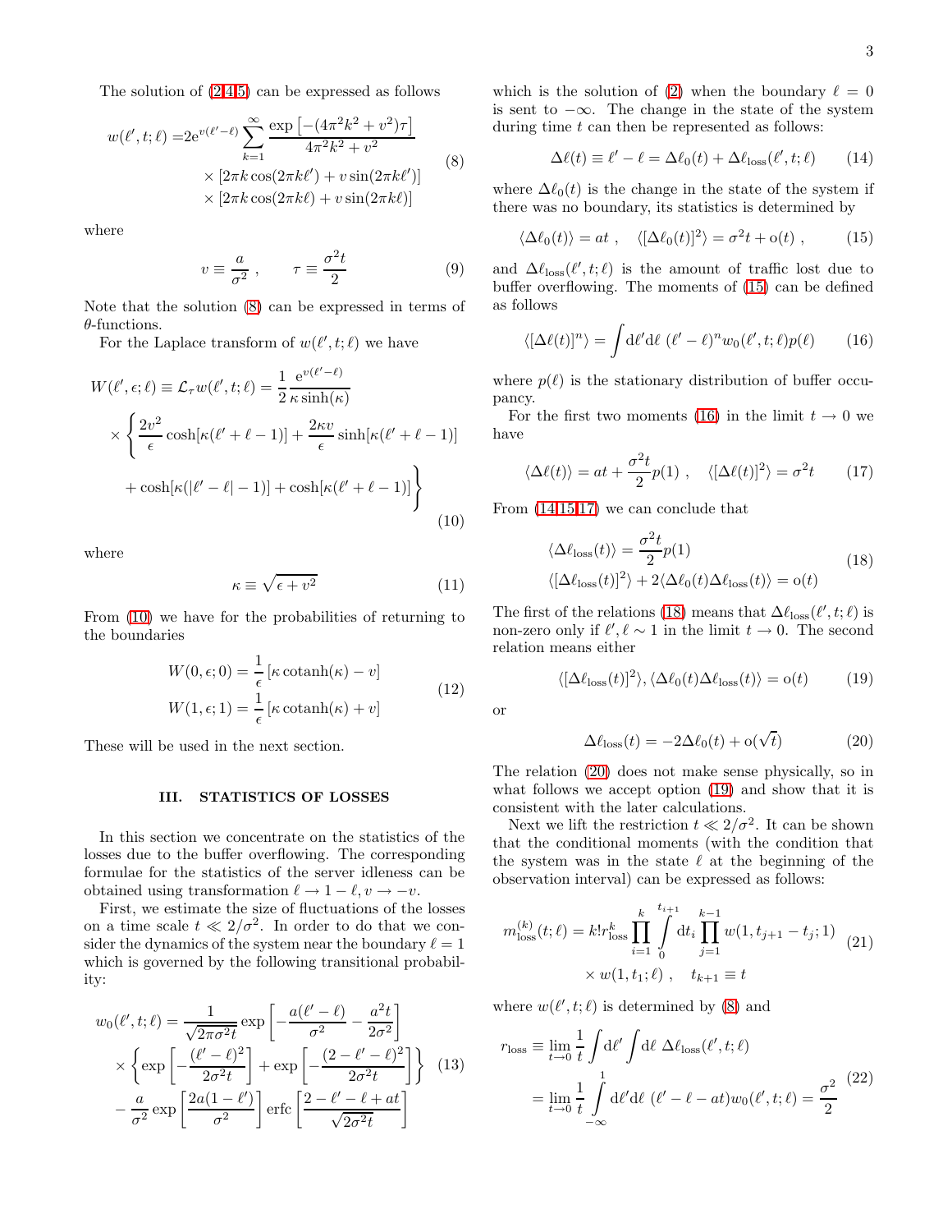The solution of (2,4,5) can be expressed as follows

$$
\begin{aligned}
w(\ell',t;\ell) =& 2\mathrm{e}^{v(\ell'-\ell)} \sum_{k=1}^{\infty} \frac{\exp\left[-(4\pi^2k^2+v^2)\tau\right]}{4\pi^2k^2+v^2} \\
&\times \left[2\pi k\cos(2\pi k\ell') + v\sin(2\pi k\ell')\right] \\
&\times \left[2\pi k\cos(2\pi k\ell) + v\sin(2\pi k\ell)\right]
\end{aligned}
\tag{8}
$$

where

$$
v \equiv \frac{a}{\sigma^2}\ , \qquad \tau \equiv \frac{\sigma^2 t}{2} \tag{9}
$$

Note that the solution (8) can be expressed in terms of $\theta$-functions.

For the Laplace transform of $w(\ell',t;\ell)$ we have

$$
\begin{aligned}
W(\ell',\epsilon;\ell) \equiv \mathcal{L}_\tau w(\ell',t;\ell) = \frac{1}{2}\frac{\mathrm{e}^{v(\ell'-\ell)}}{\kappa\sinh(\kappa)} \\
\times \Bigg\{ \frac{2v^2}{\epsilon}\cosh[\kappa(\ell'+\ell-1)] + \frac{2\kappa v}{\epsilon}\sinh[\kappa(\ell'+\ell-1)] \\
+ \cosh[\kappa(|\ell'-\ell|-1)] + \cosh[\kappa(\ell'+\ell-1)] \Bigg\}
\end{aligned}
\tag{10}
$$

where

$$
\kappa \equiv \sqrt{\epsilon + v^2} \tag{11}
$$

From (10) we have for the probabilities of returning to the boundaries

$$
\begin{aligned}
W(0,\epsilon;0) &= \frac{1}{\epsilon}\left[\kappa\,\mathrm{cotanh}(\kappa) - v\right] \\
W(1,\epsilon;1) &= \frac{1}{\epsilon}\left[\kappa\,\mathrm{cotanh}(\kappa) + v\right]
\end{aligned}
\tag{12}
$$

These will be used in the next section.

## III. STATISTICS OF LOSSES

In this section we concentrate on the statistics of the losses due to the buffer overflowing. The corresponding formulae for the statistics of the server idleness can be obtained using transformation $\ell \to 1-\ell, v \to -v$.

First, we estimate the size of fluctuations of the losses on a time scale $t \ll 2/\sigma^2$. In order to do that we consider the dynamics of the system near the boundary $\ell = 1$ which is governed by the following transitional probability:

$$
\begin{aligned}
w_0(\ell',t;\ell) =& \frac{1}{\sqrt{2\pi\sigma^2 t}} \exp\left[-\frac{a(\ell'-\ell)}{\sigma^2} - \frac{a^2 t}{2\sigma^2}\right] \\
&\times \left\{ \exp\left[-\frac{(\ell'-\ell)^2}{2\sigma^2 t}\right] + \exp\left[-\frac{(2-\ell'-\ell)^2}{2\sigma^2 t}\right] \right\} \\
&- \frac{a}{\sigma^2}\exp\left[\frac{2a(1-\ell')}{\sigma^2}\right] \mathrm{erfc}\left[\frac{2-\ell'-\ell+at}{\sqrt{2\sigma^2 t}}\right]
\end{aligned}
\tag{13}
$$

which is the solution of (2) when the boundary $\ell = 0$ is sent to $-\infty$. The change in the state of the system during time $t$ can then be represented as follows:

$$
\Delta\ell(t) \equiv \ell' - \ell = \Delta\ell_0(t) + \Delta\ell_{\mathrm{loss}}(\ell',t;\ell) \tag{14}
$$

where $\Delta\ell_0(t)$ is the change in the state of the system if there was no boundary, its statistics is determined by

$$
\langle \Delta\ell_0(t)\rangle = at\ , \quad \langle [\Delta\ell_0(t)]^2\rangle = \sigma^2 t + \mathrm{o}(t)\ , \tag{15}
$$

and $\Delta\ell_{\mathrm{loss}}(\ell',t;\ell)$ is the amount of traffic lost due to buffer overflowing. The moments of (15) can be defined as follows

$$
\langle [\Delta\ell(t)]^n\rangle = \int \mathrm{d}\ell'\mathrm{d}\ell\ (\ell'-\ell)^n w_0(\ell',t;\ell)p(\ell) \tag{16}
$$

where $p(\ell)$ is the stationary distribution of buffer occupancy.

For the first two moments (16) in the limit $t \to 0$ we have

$$
\langle \Delta\ell(t)\rangle = at + \frac{\sigma^2 t}{2}p(1)\ , \quad \langle [\Delta\ell(t)]^2\rangle = \sigma^2 t \tag{17}
$$

From (14,15,17) we can conclude that

$$
\begin{aligned}
&\langle \Delta\ell_{\mathrm{loss}}(t)\rangle = \frac{\sigma^2 t}{2}p(1) \\
&\langle [\Delta\ell_{\mathrm{loss}}(t)]^2\rangle + 2\langle \Delta\ell_0(t)\Delta\ell_{\mathrm{loss}}(t)\rangle = \mathrm{o}(t)
\end{aligned}
\tag{18}
$$

The first of the relations (18) means that $\Delta\ell_{\mathrm{loss}}(\ell',t;\ell)$ is non-zero only if $\ell',\ell \sim 1$ in the limit $t \to 0$. The second relation means either

$$
\langle [\Delta\ell_{\mathrm{loss}}(t)]^2\rangle, \langle \Delta\ell_0(t)\Delta\ell_{\mathrm{loss}}(t)\rangle = \mathrm{o}(t) \tag{19}
$$

or

$$
\Delta\ell_{\mathrm{loss}}(t) = -2\Delta\ell_0(t) + \mathrm{o}(\sqrt{t}) \tag{20}
$$

The relation (20) does not make sense physically, so in what follows we accept option (19) and show that it is consistent with the later calculations.

Next we lift the restriction $t \ll 2/\sigma^2$. It can be shown that the conditional moments (with the condition that the system was in the state $\ell$ at the beginning of the observation interval) can be expressed as follows:

$$
\begin{aligned}
m_{\mathrm{loss}}^{(k)}(t;\ell) = k!\,r_{\mathrm{loss}}^k \prod_{i=1}^{k} \int_0^{t_{i+1}} \mathrm{d}t_i \prod_{j=1}^{k-1} w(1,t_{j+1}-t_j;1) \\
\times\, w(1,t_1;\ell)\ , \quad t_{k+1} \equiv t
\end{aligned}
\tag{21}
$$

where $w(\ell',t;\ell)$ is determined by (8) and

$$
\begin{aligned}
r_{\mathrm{loss}} &\equiv \lim_{t\to 0}\frac{1}{t}\int \mathrm{d}\ell' \int \mathrm{d}\ell\ \Delta\ell_{\mathrm{loss}}(\ell',t;\ell) \\
&= \lim_{t\to 0}\frac{1}{t}\int_{-\infty}^{1} \mathrm{d}\ell'\mathrm{d}\ell\ (\ell'-\ell-at)w_0(\ell',t;\ell) = \frac{\sigma^2}{2}
\end{aligned}
\tag{22}
$$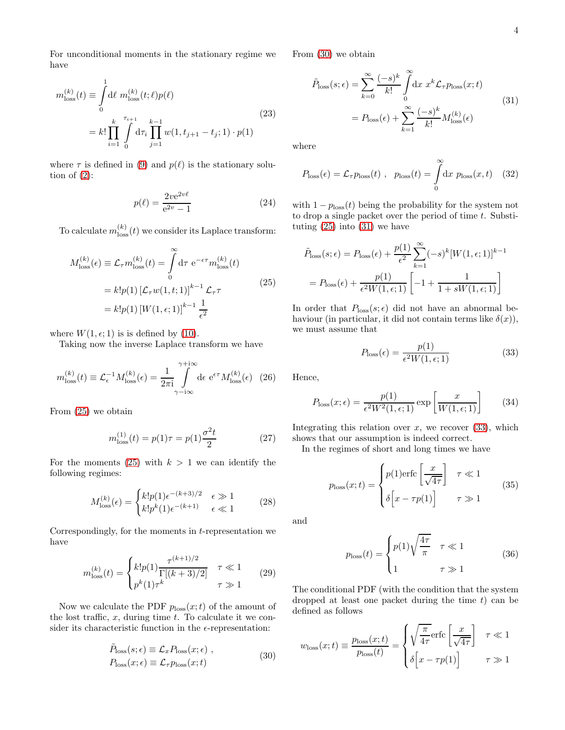For unconditional moments in the stationary regime we have

$$
\begin{aligned}
m^{(k)}_{\rm loss}(t) &\equiv \int_0^1 \mathrm{d}\ell \; m^{(k)}_{\rm loss}(t;\ell)p(\ell) \\
&= k! \prod_{i=1}^{k} \int_0^{\tau_{i+1}} \mathrm{d}\tau_i \prod_{j=1}^{k-1} w(1, t_{j+1} - t_j; 1) \cdot p(1)
\end{aligned}
\tag{23}
$$

where $\tau$ is defined in (9) and $p(\ell)$ is the stationary solution of (2):

$$
p(\ell) = \frac{2v\mathrm{e}^{2v\ell}}{\mathrm{e}^{2v} - 1} \tag{24}
$$

To calculate $m^{(k)}_{\rm loss}(t)$ we consider its Laplace transform:

$$
\begin{aligned}
M^{(k)}_{\rm loss}(\epsilon) &\equiv \mathcal{L}_\tau m^{(k)}_{\rm loss}(t) = \int_0^\infty \mathrm{d}\tau \; \mathrm{e}^{-\epsilon\tau} m^{(k)}_{\rm loss}(t) \\
&= k! p(1) \left[\mathcal{L}_\tau w(1, t; 1)\right]^{k-1} \mathcal{L}_\tau \tau \\
&= k! p(1) \left[W(1, \epsilon; 1)\right]^{k-1} \frac{1}{\epsilon^2}
\end{aligned}
\tag{25}
$$

where $W(1, \epsilon; 1)$ is is defined by (10).

Taking now the inverse Laplace transform we have

$$
m^{(k)}_{\rm loss}(t) \equiv \mathcal{L}^{-1}_\epsilon M^{(k)}_{\rm loss}(\epsilon) = \frac{1}{2\pi \mathrm{i}} \int_{\gamma - \mathrm{i}\infty}^{\gamma + \mathrm{i}\infty} \mathrm{d}\epsilon \; \mathrm{e}^{\epsilon\tau} M^{(k)}_{\rm loss}(\epsilon) \tag{26}
$$

From (25) we obtain

$$
m^{(1)}_{\rm loss}(t) = p(1)\tau = p(1)\frac{\sigma^2 t}{2} \tag{27}
$$

For the moments (25) with $k > 1$ we can identify the following regimes:

$$
M^{(k)}_{\rm loss}(\epsilon) = \begin{cases} k! p(1) \epsilon^{-(k+3)/2} & \epsilon \gg 1 \\ k! p^k(1) \epsilon^{-(k+1)} & \epsilon \ll 1 \end{cases} \tag{28}
$$

Correspondingly, for the moments in $t$-representation we have

$$
m^{(k)}_{\rm loss}(t) = \begin{cases} k! p(1) \dfrac{\tau^{(k+1)/2}}{\Gamma[(k+3)/2]} & \tau \ll 1 \\ p^k(1)\tau^k & \tau \gg 1 \end{cases} \tag{29}
$$

Now we calculate the PDF $p_{\rm loss}(x;t)$ of the amount of the lost traffic, $x$, during time $t$. To calculate it we consider its characteristic function in the $\epsilon$-representation:

$$
\begin{aligned}
&\tilde{P}_{\rm loss}(s;\epsilon) \equiv \mathcal{L}_x P_{\rm loss}(x;\epsilon) \; , \\
&P_{\rm loss}(x;\epsilon) \equiv \mathcal{L}_\tau p_{\rm loss}(x;t)
\end{aligned}
\tag{30}
$$

From (30) we obtain

$$
\begin{aligned}
\tilde{P}_{\rm loss}(s;\epsilon) &= \sum_{k=0}^{\infty} \frac{(-s)^k}{k!} \int_0^\infty \mathrm{d}x \; x^k \mathcal{L}_\tau p_{\rm loss}(x;t) \\
&= P_{\rm loss}(\epsilon) + \sum_{k=1}^{\infty} \frac{(-s)^k}{k!} M^{(k)}_{\rm loss}(\epsilon)
\end{aligned}
\tag{31}
$$

where

$$
P_{\rm loss}(\epsilon) = \mathcal{L}_\tau p_{\rm loss}(t) \; , \quad p_{\rm loss}(t) = \int_0^\infty \mathrm{d}x \; p_{\rm loss}(x,t) \tag{32}
$$

with $1 - p_{\rm loss}(t)$ being the probability for the system not to drop a single packet over the period of time $t$. Substituting (25) into (31) we have

$$
\begin{aligned}
\tilde{P}_{\rm loss}(s;\epsilon) &= P_{\rm loss}(\epsilon) + \frac{p(1)}{\epsilon^2} \sum_{k=1}^{\infty} (-s)^k [W(1,\epsilon;1)]^{k-1} \\
&= P_{\rm loss}(\epsilon) + \frac{p(1)}{\epsilon^2 W(1,\epsilon;1)} \left[-1 + \frac{1}{1 + sW(1,\epsilon;1)}\right]
\end{aligned}
$$

In order that $P_{\rm loss}(s;\epsilon)$ did not have an abnormal behaviour (in particular, it did not contain terms like $\delta(x)$), we must assume that

$$
P_{\rm loss}(\epsilon) = \frac{p(1)}{\epsilon^2 W(1,\epsilon;1)} \tag{33}
$$

Hence,

$$
P_{\rm loss}(x;\epsilon) = \frac{p(1)}{\epsilon^2 W^2(1,\epsilon;1)} \exp\left[\frac{x}{W(1,\epsilon;1)}\right] \tag{34}
$$

Integrating this relation over $x$, we recover (33), which shows that our assumption is indeed correct.

In the regimes of short and long times we have

$$
p_{\rm loss}(x;t) = \begin{cases} p(1)\,\mathrm{erfc}\left[\dfrac{x}{\sqrt{4\tau}}\right] & \tau \ll 1 \\ \delta\Big[x - \tau p(1)\Big] & \tau \gg 1 \end{cases} \tag{35}
$$

and

$$
p_{\rm loss}(t) = \begin{cases} p(1)\sqrt{\dfrac{4\tau}{\pi}} & \tau \ll 1 \\ 1 & \tau \gg 1 \end{cases} \tag{36}
$$

The conditional PDF (with the condition that the system dropped at least one packet during the time $t$) can be defined as follows

$$
w_{\rm loss}(x;t) \equiv \frac{p_{\rm loss}(x;t)}{p_{\rm loss}(t)} = \begin{cases} \sqrt{\dfrac{\pi}{4\tau}}\,\mathrm{erfc}\left[\dfrac{x}{\sqrt{4\tau}}\right] & \tau \ll 1 \\ \delta\Big[x - \tau p(1)\Big] & \tau \gg 1 \end{cases}
$$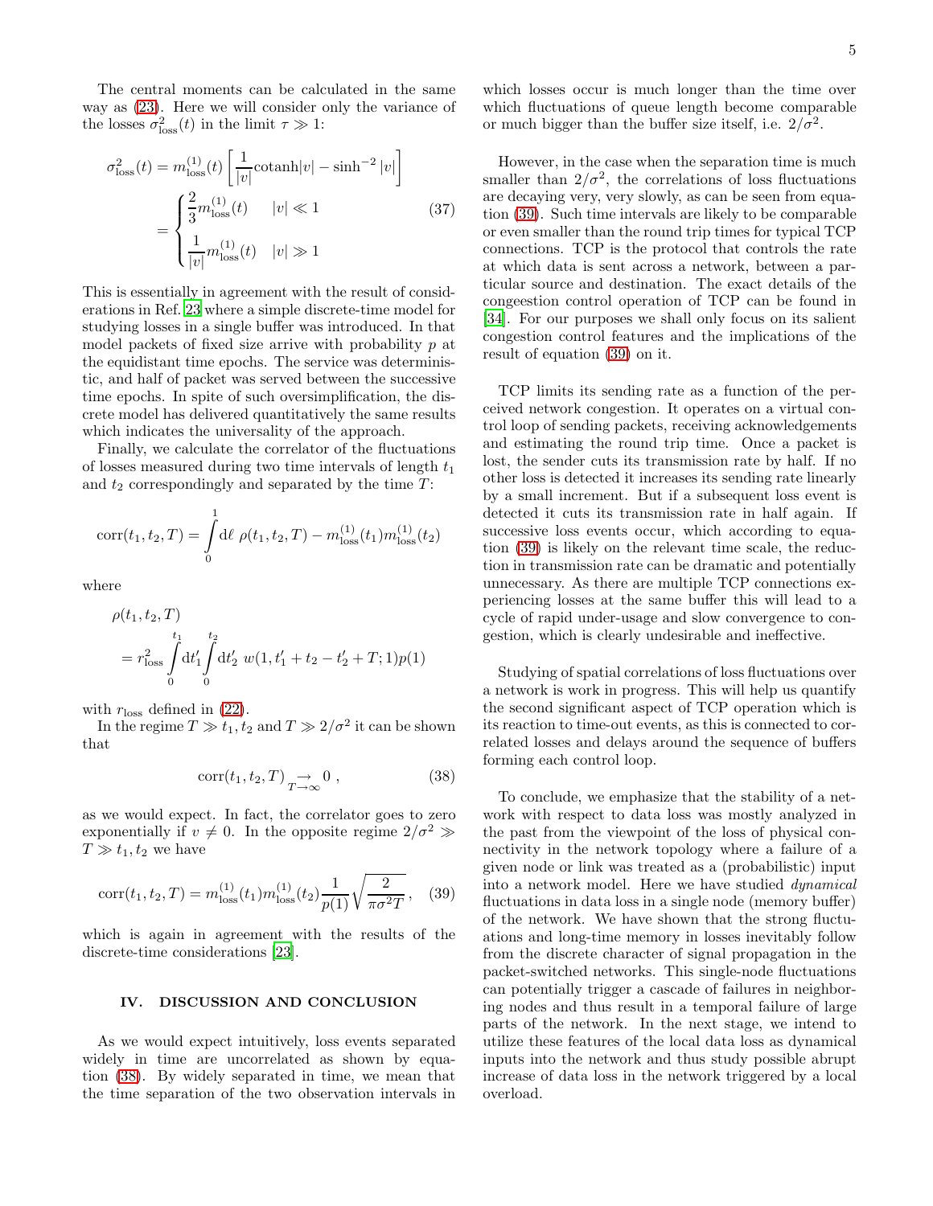The central moments can be calculated in the same way as (23). Here we will consider only the variance of the losses $\sigma^2_{\rm loss}(t)$ in the limit $\tau \gg 1$:

$$
\begin{aligned}
\sigma^2_{\rm loss}(t) &= m^{(1)}_{\rm loss}(t)\left[\frac{1}{|v|}{\rm cotanh}|v| - \sinh^{-2}|v|\right] \\
&= \begin{cases} \dfrac{2}{3} m^{(1)}_{\rm loss}(t) & |v| \ll 1 \\ \dfrac{1}{|v|} m^{(1)}_{\rm loss}(t) & |v| \gg 1 \end{cases}
\end{aligned}
\tag{37}
$$

This is essentially in agreement with the result of considerations in Ref. 23 where a simple discrete-time model for studying losses in a single buffer was introduced. In that model packets of fixed size arrive with probability $p$ at the equidistant time epochs. The service was deterministic, and half of packet was served between the successive time epochs. In spite of such oversimplification, the discrete model has delivered quantitatively the same results which indicates the universality of the approach.

Finally, we calculate the correlator of the fluctuations of losses measured during two time intervals of length $t_1$ and $t_2$ correspondingly and separated by the time $T$:

$$
{\rm corr}(t_1, t_2, T) = \int_0^1 {\rm d}\ell \; \rho(t_1, t_2, T) - m^{(1)}_{\rm loss}(t_1) m^{(1)}_{\rm loss}(t_2)
$$

where

$$
\begin{aligned}
&\rho(t_1, t_2, T) \\
&= r^2_{\rm loss} \int_0^{t_1} {\rm d}t'_1 \int_0^{t_2} {\rm d}t'_2 \; w(1, t'_1 + t_2 - t'_2 + T; 1) p(1)
\end{aligned}
$$

with $r_{\rm loss}$ defined in (22).

In the regime $T \gg t_1, t_2$ and $T \gg 2/\sigma^2$ it can be shown that

$$
{\rm corr}(t_1, t_2, T) \underset{T \to \infty}{\to} 0 \; , \tag{38}
$$

as we would expect. In fact, the correlator goes to zero exponentially if $v \neq 0$. In the opposite regime $2/\sigma^2 \gg T \gg t_1, t_2$ we have

$$
{\rm corr}(t_1, t_2, T) = m^{(1)}_{\rm loss}(t_1) m^{(1)}_{\rm loss}(t_2) \frac{1}{p(1)} \sqrt{\frac{2}{\pi \sigma^2 T}} \; , \tag{39}
$$

which is again in agreement with the results of the discrete-time considerations [23].

## IV. DISCUSSION AND CONCLUSION

As we would expect intuitively, loss events separated widely in time are uncorrelated as shown by equation (38). By widely separated in time, we mean that the time separation of the two observation intervals in which losses occur is much longer than the time over which fluctuations of queue length become comparable or much bigger than the buffer size itself, i.e. $2/\sigma^2$.

However, in the case when the separation time is much smaller than $2/\sigma^2$, the correlations of loss fluctuations are decaying very, very slowly, as can be seen from equation (39). Such time intervals are likely to be comparable or even smaller than the round trip times for typical TCP connections. TCP is the protocol that controls the rate at which data is sent across a network, between a particular source and destination. The exact details of the congeestion control operation of TCP can be found in [34]. For our purposes we shall only focus on its salient congestion control features and the implications of the result of equation (39) on it.

TCP limits its sending rate as a function of the perceived network congestion. It operates on a virtual control loop of sending packets, receiving acknowledgements and estimating the round trip time. Once a packet is lost, the sender cuts its transmission rate by half. If no other loss is detected it increases its sending rate linearly by a small increment. But if a subsequent loss event is detected it cuts its transmission rate in half again. If successive loss events occur, which according to equation (39) is likely on the relevant time scale, the reduction in transmission rate can be dramatic and potentially unnecessary. As there are multiple TCP connections experiencing losses at the same buffer this will lead to a cycle of rapid under-usage and slow convergence to congestion, which is clearly undesirable and ineffective.

Studying of spatial correlations of loss fluctuations over a network is work in progress. This will help us quantify the second significant aspect of TCP operation which is its reaction to time-out events, as this is connected to correlated losses and delays around the sequence of buffers forming each control loop.

To conclude, we emphasize that the stability of a network with respect to data loss was mostly analyzed in the past from the viewpoint of the loss of physical connectivity in the network topology where a failure of a given node or link was treated as a (probabilistic) input into a network model. Here we have studied *dynamical* fluctuations in data loss in a single node (memory buffer) of the network. We have shown that the strong fluctuations and long-time memory in losses inevitably follow from the discrete character of signal propagation in the packet-switched networks. This single-node fluctuations can potentially trigger a cascade of failures in neighboring nodes and thus result in a temporal failure of large parts of the network. In the next stage, we intend to utilize these features of the local data loss as dynamical inputs into the network and thus study possible abrupt increase of data loss in the network triggered by a local overload.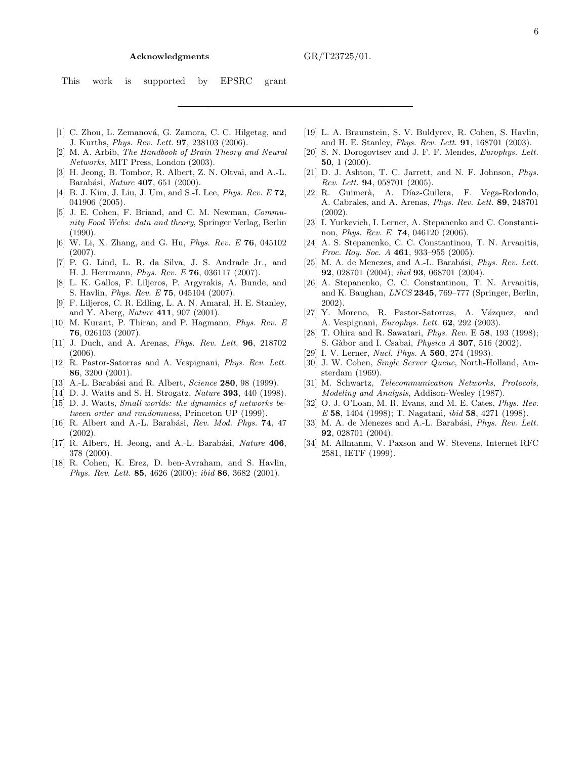## Acknowledgments

This work is supported by EPSRC grant GR/T23725/01.

---

[1] C. Zhou, L. Zemanová, G. Zamora, C. C. Hilgetag, and J. Kurths, *Phys. Rev. Lett.* **97**, 238103 (2006).

[2] M. A. Arbib, *The Handbook of Brain Theory and Neural Networks*, MIT Press, London (2003).

[3] H. Jeong, B. Tombor, R. Albert, Z. N. Oltvai, and A.-L. Barabási, *Nature* **407**, 651 (2000).

[4] B. J. Kim, J. Liu, J. Um, and S.-I. Lee, *Phys. Rev. E* **72**, 041906 (2005).

[5] J. E. Cohen, F. Briand, and C. M. Newman, *Community Food Webs: data and theory*, Springer Verlag, Berlin (1990).

[6] W. Li, X. Zhang, and G. Hu, *Phys. Rev. E* **76**, 045102 (2007).

[7] P. G. Lind, L. R. da Silva, J. S. Andrade Jr., and H. J. Herrmann, *Phys. Rev. E* **76**, 036117 (2007).

[8] L. K. Gallos, F. Liljeros, P. Argyrakis, A. Bunde, and S. Havlin, *Phys. Rev. E* **75**, 045104 (2007).

[9] F. Liljeros, C. R. Edling, L. A. N. Amaral, H. E. Stanley, and Y. Aberg, *Nature* **411**, 907 (2001).

[10] M. Kurant, P. Thiran, and P. Hagmann, *Phys. Rev. E* **76**, 026103 (2007).

[11] J. Duch, and A. Arenas, *Phys. Rev. Lett.* **96**, 218702 (2006).

[12] R. Pastor-Satorras and A. Vespignani, *Phys. Rev. Lett.* **86**, 3200 (2001).

[13] A.-L. Barabási and R. Albert, *Science* **280**, 98 (1999).

[14] D. J. Watts and S. H. Strogatz, *Nature* **393**, 440 (1998).

[15] D. J. Watts, *Small worlds: the dynamics of networks between order and randomness*, Princeton UP (1999).

[16] R. Albert and A.-L. Barabási, *Rev. Mod. Phys.* **74**, 47 (2002).

[17] R. Albert, H. Jeong, and A.-L. Barabási, *Nature* **406**, 378 (2000).

[18] R. Cohen, K. Erez, D. ben-Avraham, and S. Havlin, *Phys. Rev. Lett.* **85**, 4626 (2000); *ibid* **86**, 3682 (2001).

[19] L. A. Braunstein, S. V. Buldyrev, R. Cohen, S. Havlin, and H. E. Stanley, *Phys. Rev. Lett.* **91**, 168701 (2003).

[20] S. N. Dorogovtsev and J. F. F. Mendes, *Europhys. Lett.* **50**, 1 (2000).

[21] D. J. Ashton, T. C. Jarrett, and N. F. Johnson, *Phys. Rev. Lett.* **94**, 058701 (2005).

[22] R. Guimerà, A. Díaz-Guilera, F. Vega-Redondo, A. Cabrales, and A. Arenas, *Phys. Rev. Lett.* **89**, 248701 (2002).

[23] I. Yurkevich, I. Lerner, A. Stepanenko and C. Constantinou, *Phys. Rev. E* **74**, 046120 (2006).

[24] A. S. Stepanenko, C. C. Constantinou, T. N. Arvanitis, *Proc. Roy. Soc. A* **461**, 933–955 (2005).

[25] M. A. de Menezes, and A.-L. Barabási, *Phys. Rev. Lett.* **92**, 028701 (2004); *ibid* **93**, 068701 (2004).

[26] A. Stepanenko, C. C. Constantinou, T. N. Arvanitis, and K. Baughan, *LNCS* **2345**, 769–777 (Springer, Berlin, 2002).

[27] Y. Moreno, R. Pastor-Satorras, A. Vázquez, and A. Vespignani, *Europhys. Lett.* **62**, 292 (2003).

[28] T. Ohira and R. Sawatari, *Phys. Rev.* E **58**, 193 (1998); S. Gàbor and I. Csabai, *Physica A* **307**, 516 (2002).

[29] I. V. Lerner, *Nucl. Phys.* A **560**, 274 (1993).

[30] J. W. Cohen, *Single Server Queue*, North-Holland, Amsterdam (1969).

[31] M. Schwartz, *Telecommunication Networks, Protocols, Modeling and Analysis*, Addison-Wesley (1987).

[32] O. J. O'Loan, M. R. Evans, and M. E. Cates, *Phys. Rev. E* **58**, 1404 (1998); T. Nagatani, *ibid* **58**, 4271 (1998).

[33] M. A. de Menezes and A.-L. Barabási, *Phys. Rev. Lett.* **92**, 028701 (2004).

[34] M. Allmanm, V. Paxson and W. Stevens, Internet RFC 2581, IETF (1999).